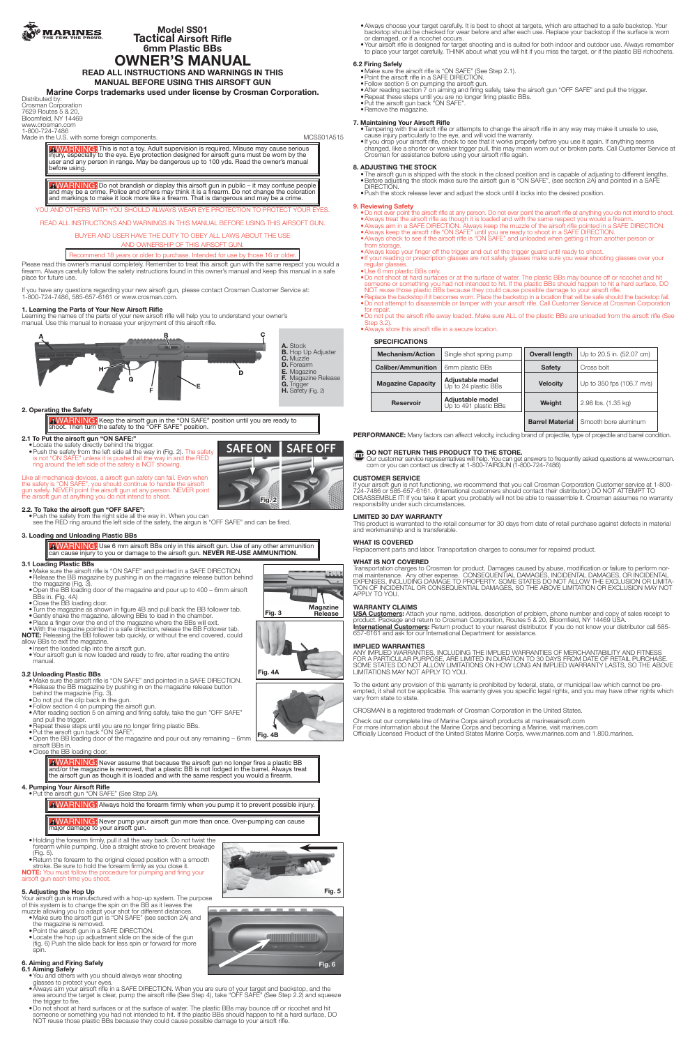MARINES THE FEW. THE PROUD.

# Model SS01 Tactical Airsoft Rifle 6mm Plastic BBs

# OWNER'S MANUAL

**READ ALL INSTRUCTIONS AND WARNINGS IN THIS MANUAL BEFORE USING THIS AIRSOFT GUN**

**Marine Corps trademarks used under license by Crosman Corporation.**

Distributed by:
Crosman Corporation
7629 Routes 5 & 20,
Bloomfield, NY 14469
www.crosman.com
1-800-724-7486
Made in the U.S. with some foreign components. MCSS01A515

**WARNING** This is not a toy. Adult supervision is required. Misuse may cause serious injury, especially to the eye. Eye protection designed for airsoft guns must be worn by the user and any person in range. May be dangerous up to 100 yds. Read the owner's manual before using.

**WARNING** Do not brandish or display this airsoft gun in public – it may confuse people and may be a crime. Police and others may think it is a firearm. Do not change the coloration and markings to make it look more like a firearm. That is dangerous and may be a crime.

YOU AND OTHERS WITH YOU SHOULD ALWAYS WEAR EYE PROTECTION TO PROTECT YOUR EYES.

READ ALL INSTRUCTIONS AND WARNINGS IN THIS MANUAL BEFORE USING THIS AIRSOFT GUN.

BUYER AND USER HAVE THE DUTY TO OBEY ALL LAWS ABOUT THE USE AND OWNERSHIP OF THIS AIRSOFT GUN.

Recommend 18 years or older to purchase. Intended for use by those 16 or older.

Please read this owner's manual completely. Remember to treat this airsoft gun with the same respect you would a firearm. Always carefully follow the safety instructions found in this owner's manual and keep this manual in a safe place for future use.

If you have any questions regarding your new airsoft gun, please contact Crosman Customer Service at: 1-800-724-7486, 585-657-6161 or www.crosman.com.

### 1. Learning the Parts of Your New Airsoft Rifle

Learning the names of the parts of your new airsoft rifle will help you to understand your owner's manual. Use this manual to increase your enjoyment of this airsoft rifle.

A. Stock
B. Hop Up Adjuster
C. Muzzle
D. Forearm
E. Magazine
F. Magazine Release
G. Trigger
H. Safety (Fig. 2)

### 2. Operating the Safety

**WARNING** Keep the airsoft gun in the "ON SAFE" position until you are ready to shoot. Then turn the safety to the "OFF SAFE" position.

#### 2.1 To Put the airsoft gun "ON SAFE:"

- Locate the safety directly behind the trigger.
- Push the safety from the left side all the way in (Fig. 2). The safety is not "ON SAFE" unless it is pushed all the way in and the RED ring around the left side of the safety is NOT showing.

Like all mechanical devices, a airsoft gun safety can fail. Even when the safety is "ON SAFE", you should continue to handle the airsoft gun safely. NEVER point the airsoft gun at anyone. NEVER point the airsoft gun at anything you do not intend to shoot.

SAFE ON | SAFE OFF

Fig. 2

#### 2.2. To Take the airsoft gun "OFF SAFE":

- Push the safety from the right side all the way in. When you can see the RED ring around the left side of the safety, the airgun is "OFF SAFE" and can be fired.

### 3. Loading and Unloading Plastic BBs

**WARNING** Use 6 mm airsoft BBs only in this airsoft gun. Use of any other ammunition can cause injury to you or damage to the airsoft gun. **NEVER RE-USE AMMUNITION.**

#### 3.1 Loading Plastic BBs

- Make sure the airsoft rifle is "ON SAFE" and pointed in a SAFE DIRECTION.
- Release the BB magazine by pushing in on the magazine release button behind the magazine (Fig. 3).
- Open the BB loading door of the magazine and pour up to 400 – 6mm airsoft BBs in. (Fig. 4A)
- Close the BB loading door.
- Turn the magazine as shown in figure 4B and pull back the BB follower tab.
- Gently shake the magazine, allowing BBs to load in the chamber.
- Place a finger over the end of the magazine where the BBs will exit.
- With the magazine pointed in a safe direction, release the BB Follower tab.

**NOTE:** Releasing the BB follower tab quickly, or without the end covered, could allow BBs to exit the magazine.

- Insert the loaded clip into the airsoft gun.
- Your airsoft gun is now loaded and ready to fire, after reading the entire manual.

Fig. 3 — Magazine Release

Fig. 4A

Fig. 4B

#### 3.2 Unloading Plastic BBs

- Make sure the airsoft rifle is "ON SAFE" and pointed in a SAFE DIRECTION.
- Release the BB magazine by pushing in on the magazine release button behind the magazine (Fig. 3).
- Do not put the clip back in the gun.
- Follow section 4 on pumping the airsoft gun.
- After reading section 5 on aiming and firing safely, take the gun "OFF SAFE" and pull the trigger.
- Repeat these steps until you are no longer firing plastic BBs.
- Put the airsoft gun back "ON SAFE".
- Open the BB loading door of the magazine and pour out any remaining – 6mm airsoft BBs in.
- Close the BB loading door.

**WARNING** Never assume that because the airsoft gun no longer fires a plastic BB and/or the magazine is removed, that a plastic BB is not lodged in the barrel. Always treat the airsoft gun as though it is loaded and with the same respect you would a firearm.

### 4. Pumping Your Airsoft Rifle

- Put the airsoft gun "ON SAFE" (See Step 2A).

**WARNING** Always hold the forearm firmly when you pump it to prevent possible injury.

**WARNING** Never pump your airsoft gun more than once. Over-pumping can cause major damage to your airsoft gun.

- Holding the forearm firmly, pull it all the way back. Do not twist the forearm while pumping. Use a straight stroke to prevent breakage (Fig. 5).
- Return the forearm to the original closed position with a smooth stroke. Be sure to hold the forearm firmly as you close it.

**NOTE:** You must follow the procedure for pumping and firing your airsoft gun each time you shoot.

Fig. 5

### 5. Adjusting the Hop Up

Your airsoft gun is manufactured with a hop-up system. The purpose of this system is to change the spin on the BB as it leaves the muzzle allowing you to adapt your shot for different distances.

- Make sure the airsoft gun is "ON SAFE" (see section 2A) and the magazine is removed.
- Point the airsoft gun in a SAFE DIRECTION.
- Locate the hop up adjustment slide on the side of the gun (fig. 6) Push the slide back for less spin or forward for more spin.

Fig. 6

### 6. Aiming and Firing Safely

#### 6.1 Aiming Safely

- You and others with you should always wear shooting glasses to protect your eyes.
- Always aim your airsoft rifle in a SAFE DIRECTION. When you are sure of your target and backstop, and the area around the target is clear, pump the airsoft rifle (See Step 4), take "OFF SAFE" (See Step 2.2) and squeeze the trigger to fire.
- Do not shoot at hard surfaces or at the surface of water. The plastic BBs may bounce off or ricochet and hit someone or something you had not intended to hit. If the plastic BBs should happen to hit a hard surface, DO NOT reuse those plastic BBs because they could cause possible damage to your airsoft rifle.
- Always choose your target carefully. It is best to shoot at targets, which are attached to a safe backstop. Your backstop should be checked for wear before and after each use. Replace your backstop if the surface is worn or damaged, or if a ricochet occurs.
- Your airsoft rifle is designed for target shooting and is suited for both indoor and outdoor use. Always remember to place your target carefully. THINK about what you will hit if you miss the target, or if the plastic BB richochets.

#### 6.2 Firing Safely

- Make sure the airsoft rifle is "ON SAFE" (See Step 2.1).
- Point the airsoft rifle in a SAFE DIRECTION.
- Follow section 5 on pumping the airsoft gun.
- After reading section 7 on aiming and firing safely, take the airsoft gun "OFF SAFE" and pull the trigger.
- Repeat these steps until you are no longer firing plastic BBs.
- Put the airsoft gun back "ON SAFE".
- Remove the magazine.

### 7. Maintaining Your Airsoft Rifle

- Tampering with the airsoft rifle or attempts to change the airsoft rifle in any way may make it unsafe to use, cause injury particularly to the eye, and will void the warranty.
- If you drop your airsoft rifle, check to see that it works properly before you use it again. If anything seems changed, like a shorter or weaker trigger pull, this may mean worn out or broken parts. Call Customer Service at Crosman for assistance before using your airsoft rifle again.

### 8. ADJUSTING THE STOCK

- The airsoft gun is shipped with the stock in the closed position and is capable of adjusting to different lengths.
- Before adjusting the stock make sure the airsoft gun is "ON SAFE", (see section 2A) and pointed in a SAFE DIRECTION.
- Push the stock release lever and adjust the stock until it locks into the desired position.

### 9. Reviewing Safety

- Do not ever point the airsoft rifle at any person. Do not ever point the airsoft rifle at anything you do not intend to shoot.
- Always treat the airsoft rifle as though it is loaded and with the same respect you would a firearm.
- Always aim in a SAFE DIRECTION. Always keep the muzzle of the airsoft rifle pointed in a SAFE DIRECTION.
- Always keep the airsoft rifle "ON SAFE" until you are ready to shoot in a SAFE DIRECTION.
- Always check to see if the airsoft rifle is "ON SAFE" and unloaded when getting it from another person or from storage.
- Always keep your finger off the trigger and out of the trigger guard until ready to shoot.
- If your reading or prescription glasses are not safety glasses make sure you wear shooting glasses over your regular glasses.
- Use 6 mm plastic BBs only.
- Do not shoot at hard surfaces or at the surface of water. The plastic BBs may bounce off or ricochet and hit someone or something you had not intended to hit. If the plastic BBs should happen to hit a hard surface, DO NOT reuse those plastic BBs because they could cause possible damage to your airsoft rifle.
- Replace the backstop if it becomes worn. Place the backstop in a location that will be safe should the backstop fail.
- Do not attempt to disassemble or tamper with your airsoft rifle. Call Customer Service at Crosman Corporation for repair.
- Do not put the airsoft rifle away loaded. Make sure ALL of the plastic BBs are unloaded from the airsoft rifle (See Step 3.2).
- Always store this airsoft rifle in a secure location.

### SPECIFICATIONS

| Mechanism/Action | Single shot spring pump | Overall length | Up to 20.5 in. (52.07 cm) |
|---|---|---|---|
| Caliber/Ammunition | 6mm plastic BBs | Safety | Cross bolt |
| Magazine Capacity | Adjustable model Up to 24 plastic BBs | Velocity | Up to 350 fps (106.7 m/s) |
| Reservoir | Adjustable model Up to 491 plastic BBs | Weight | 2.98 lbs. (1.35 kg) |
| | | Barrel Material | Smooth bore aluminum |

**PERFORMANCE:** Many factors can affect velocity, including brand of projectile, type of projectile and barrel condition.

**DO NOT RETURN THIS PRODUCT TO THE STORE.**
Our customer service representatives will help. You can get answers to frequently asked questions at www.crosman.com or you can contact us directly at 1-800-7AIRGUN (1-800-724-7486)

### CUSTOMER SERVICE

If your airsoft gun is not functioning, we recommend that you call Crosman Corporation Customer service at 1-800-724-7486 or 585-657-6161. (International customers should contact their distributor.) DO NOT ATTEMPT TO DISASSEMBLE IT! If you take it apart you probably will not be able to reassemble it. Crosman assumes no warranty responsibility under such circumstances.

### LIMITED 30 DAY WARRANTY

This product is warranted to the retail consumer for 30 days from date of retail purchase against defects in material and workmanship and is transferable.

### WHAT IS COVERED

Replacement parts and labor. Transportation charges to consumer for repaired product.

### WHAT IS NOT COVERED

Transportation charges to Crosman for product. Damages caused by abuse, modification or failure to perform normal maintenance. Any other expense. CONSEQUENTIAL DAMAGES, INCIDENTAL DAMAGES, OR INCIDENTAL EXPENSES, INCLUDING DAMAGE TO PROPERTY. SOME STATES DO NOT ALLOW THE EXCLUSION OR LIMITATION OF INCIDENTAL OR CONSEQUENTIAL DAMAGES, SO THE ABOVE LIMITATION OR EXCLUSION MAY NOT APPLY TO YOU.

### WARRANTY CLAIMS

**USA Customers:** Attach your name, address, description of problem, phone number and copy of sales receipt to product. Package and return to Crosman Corporation, Routes 5 & 20, Bloomfield, NY 14469 USA.
**International Customers:** Return product to your nearest distributor. If you do not know your distributor call 585-657-6161 and ask for our International Department for assistance.

### IMPLIED WARRANTIES

ANY IMPLIED WARRANTIES, INCLUDING THE IMPLIED WARRANTIES OF MERCHANTABILITY AND FITNESS FOR A PARTICULAR PURPOSE, ARE LIMITED IN DURATION TO 30 DAYS FROM DATE OF RETAIL PURCHASE. SOME STATES DO NOT ALLOW LIMITATIONS ON HOW LONG AN IMPLIED WARRANTY LASTS, SO THE ABOVE LIMITATIONS MAY NOT APPLY TO YOU.

To the extent any provision of this warranty is prohibited by federal, state, or municipal law which cannot be pre-empted, it shall not be applicable. This warranty gives you specific legal rights, and you may have other rights which vary from state to state.

CROSMAN is a registered trademark of Crosman Corporation in the United States.

Check out our complete line of Marine Corps airsoft products at marinesairsoft.com
For more information about the Marine Corps and becoming a Marine, visit marines.com
Officially Licensed Product of the United States Marine Corps, www.marines.com and 1.800.marines.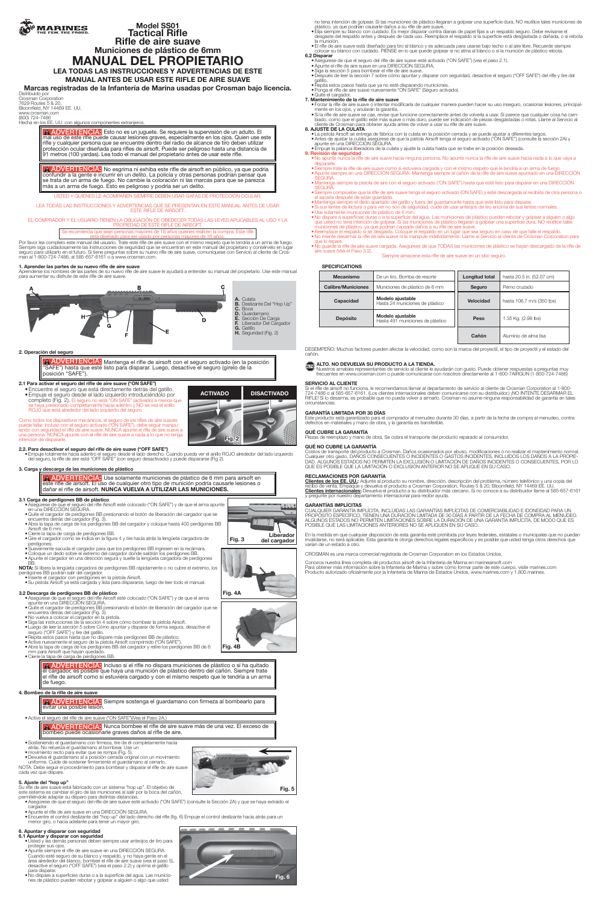MARINES
THE FEW. THE PROUD.

# Model SS01 Tactical Rifle

## Rifle de aire suave

## Municiones de plástico de 6mm

# MANUAL DEL PROPIETARIO

**LEA TODAS LAS INSTRUCCIONES Y ADVERTENCIAS DE ESTE MANUAL ANTES DE USAR ESTE RIFLE DE AIRE SUAVE**

**Marcas registradas de la Infantería de Marina usadas por Crosman bajo licencia.**

Distribuido por
Crosman Corporation
7629 Routes 5 & 20,
Bloomfield, NY 14469 EE. UU.
www.crosman.com
(800) 724-7486
Hecha en los EE. UU. con algunos componentes extranjeros.

**ADVERTENCIA:** Esto no es un juguete. Se requiere la supervisión de un adulto. El mal uso de este rifle puede causar lesiones graves, especialmente en los ojos. Quien use este rifle y cualquier persona que se encuentre dentro del radio de alcance de tiro deben utilizar protección ocular diseñada para rifles de airsoft. Puede ser peligroso hasta una distancia de 91 metros (100 yardas). Lea todo el manual del propietario antes de usar este rifle.

**ADVERTENCIA:** No esgrima ni exhiba este rifle de airsoft en público, ya que podría confundir a la gente e incurrir en un delito. La policía y otras personas podrían pensar que se trata de un arma de fuego. No cambie la coloración ni las marcas para que se parezca más a un arma de fuego. Esto es peligroso y podría ser un delito.

USTED Y QUIENES LE ACOMPAÑEN SIEMPRE DEBEN USAR GAFAS DE PROTECCIÓN OCULAR.

LEA TODAS LAS INSTRUCCIONES Y ADVERTENCIAS QUE SE PRESENTAN EN ESTE MANUAL ANTES DE USAR ESTE RIFLE DE AIRSOFT.

EL COMPRADOR Y EL USUARIO TIENEN LA OBLIGACIÓN DE OBEDECER TODAS LAS LEYES APLICABLES AL USO Y LA PROPIEDAD DE ESTE RIFLE DE AIRSOFT.

Se recomienda que sean personas mayores de 18 años quienes realicen la compra. Este rifle está diseñado para ser usado por personas mayores de 16 años.

Por favor lea completo este manual del usuario. Trate este rifle de aire suave con el mismo respeto que le tendría a un arma de fuego. Siempre siga cuidadosamente las instrucciones de seguridad que se encuentran en este manual del propietario y consérvelo en lugar seguro para utilizarlo en el futuro. Si tiene preguntas sobre su nuevo rifle de aire suave, comuníquese con Servicio al cliente de Crosman al 1-800-724-7486, al 585-657-6161 o a www.crosman.com.

### 1. Aprender las partes de su nuevo rifle de aire suave

Aprenderse los nombres de las partes de su nuevo rifle de aire suave le ayudará a entender su manual del propietario. Use este manual para aumentar su disfrute de este rifle de aire suave.

A B C D E F G H

- **A.** Culata
- **B.** Deslizante Del "Hop Up"
- **C.** Boca
- **D.** Guardamano
- **E.** Sección De Carga
- **F.** Liberador Del Cargador
- **G.** Gatillo
- **H.** Seguridad (Fig. 2)

### 2. Operación del seguro

**ADVERTENCIA:** Mantenga el rifle de airsoft con el seguro activado (en la posición "SAFE") hasta que esté listo para disparar. Luego, desactive el seguro (girelo de la posición "SAFE").

#### 2.1 Para activar el seguro del rifle de aire suave ("ON SAFE")

- Encuentre el seguro que está directamente detrás del gatillo.
- Empuje el seguro desde el lado izquierdo introduciéndolo por completo (Fig. 2). El seguro no está "ON SAFE" (activado) a menos que se haya presionado completamente hacia adentro y NO se vea el anillo ROJO que está alrededor del lado izquierdo del seguro.

Como todos los dispositivos mecánicos, el seguro de los rifles de aire suaves puede fallar. Incluso con el seguro activado ("ON SAFE"), debe seguir manipulando con seguridad el rifle de aire suave. NUNCA apunte el rifle de aire suave a una persona. NUNCA apunte con el rifle de aire suave a nada a lo que no tenga intención de dispararle.

ACTIVADO DISACTIVADO

Fig. 2

#### 2.2. Para desactivar el seguro del rifle de aire suave ("OFF SAFE")

- Empuje totalmente hacia adentro el seguro desde el lado derecho. Cuando pueda ver el anillo ROJO alrededor del lado izquierdo del seguro, la rifle de aire está "OFF SAFE" (con seguro desactivado) y puede dispararse (Fig. 2).

### 3. Carga y descarga de las municiones de plástico

**ADVERTENCIA:** Use solamente municiones de plástico de 6 mm para airsoft en este rifle de airsoft. El uso de cualquier otro tipo de munición podría causarle lesiones o dañar el rifle de airsoft. **NUNCA VUELVA A UTILIZAR LAS MUNICIONES.**

#### 3.1 Carga de perdigones BB de plástico

- Asegúrese de que el seguro del rifle Airsoft esté colocado ("ON SAFE") y de que el arma apunte en una DIRECCIÓN SEGURA.
- Quite el cargador de perdigones BB presionando el botón de liberación del cargador que se encuentra detrás del cargador (Fig. 3).
- Abra la tapa de carga de los perdigones BB del cargador y coloque hasta 400 perdigones BB Airsoft de 6 mm.
- Cierre la tapa de carga de perdigones BB.
- Gire el cargador como se indica en la figura 4 y tire hacia atrás la lengüeta cargadora de perdigones.
- Suavemente sacuda el cargador para que los perdigones BB ingresen en la recámara.
- Coloque un dedo sobre el extremo del cargador donde saldrán los perdigones BB.
- Apunte el cargador en una dirección segura y suelte la lengüeta cargadora de perdigones BB.

**NOTA:** Si libera la lengüeta cargadora de perdigones BB rápidamente o no cubre el extremo, los perdigones BB podrán salir del cargador.

- Inserte el cargador con perdigones en la pistola Airsoft.
- Su pistola Airsoft ya está cargada y lista para dispararse, luego de leer todo el manual.

Fig. 3 Liberador del cargador

Fig. 4A

Fig. 4B

#### 3.2 Descarga de perdigones BB de plástico

- Asegúrese de que el seguro del rifle Airsoft esté colocado ("ON SAFE") y de que el arma apunte en una DIRECCIÓN SEGURA.
- Quite el cargador de perdigones BB presionando el botón de liberación del cargador que se encuentra detrás del cargador (Fig. 3).
- No vuelva a colocar el cargador en la pistola.
- Siga las instrucciones de la sección 4 sobre cómo bombear la pistola Airsoft.
- Luego de leer la sección 5 sobre Cómo apuntar y disparar de forma segura, desactive el seguro ("OFF SAFE") y tire del gatillo.
- Repita estos pasos hasta que no dispare más perdigones BB de plástico.
- Active nuevamente el seguro de la pistola Airsoft comprimido ("ON SAFE").
- Abra la tapa de carga de los perdigones BB del cargador y retire los perdigones BB de 6 mm para Airsoft que hayan quedado.
- Cierre la tapa de carga de perdigones BB.

**ADVERTENCIA:** Incluso si el rifle no dispara municiones de plástico o si ha quitado el cargador, es posible que haya una munición de plástico dentro del cañón. Siempre trate el rifle de airsoft como si estuviera cargado y con el mismo respeto que le tendría a un arma de fuego.

### 4. Bombeo de la rifle de aire suave

**ADVERTENCIA:** Siempre sostenga el guardamano con firmeza al bombearlo para evitar una posible lesión.

- Active el seguro del rifle de aire suave ("ON SAFE")(Vea el Paso 2A.)

**ADVERTENCIA:** Nunca bombee el rifle de aire suave más de una vez. El exceso de bombeo puede ocasionarle graves daños al rifle de aire.

- Sosteniendo el guardamano con firmeza, tire de él completamente hacia atrás. No retuerza el guardamano al bombear. Use un
- movimiento recto para evitar que se rompa (Fig. 5).
- Devuelva al guardamano a la posición cerrada original con un movimiento uniforme. Cuide de sostener firmemente el guardamano al cerrarlo.

NOTA: Debe seguir el procedimiento para bombear y disparar el rifle de aire suave cada vez que dispare.

Fig. 5

### 5. Ajuste del "hop up"

Su rifle de aire suave está fabricado con un sistema "hop up". El objetivo de este sistema es cambiar el giro de las municiones al salir por la boca del cañón, permitiéndole adaptar su disparo para distintas distancias.

- Asegúrese de que el seguro del rifle de aire suave esté activado ("ON SAFE") (consulte la Sección 2A) y que se haya extraído el cargador.
- Apunte el rifle de aire suave en una DIRECCIÓN SEGURA.
- Encuentre el control deslizante del "hop up" del lado derecho del rifle (fig. 6) Empuje el control deslizante hacia atrás para un menor giro, o hacia adelante para tener un mayor giro.

### 6. Apuntar y disparar con seguridad

#### 6.1 Apuntar y disparar con seguridad

- Usted y las demás personas deben siempre usar anteojos de tiro para proteger sus ojos.
- Apunte siempre el rifle de aire suave en una DIRECCIÓN SEGURA. Cuando esté seguro de su blanco y respaldo, y no haya gente en el área alrededor del blanco, bombee el rifle de aire suave (vea el paso 5), desactive el seguro ("OFF SAFE") (vea el paso 2.2) y oprima el gatillo para disparar.
- No dispare a superficies duras o a la superficie del agua. Las municiones de plástico pueden rebotar y golpear a alguien o algo que usted no tenia intención de golpear. Si las municiones de plástico llegaran a golpear una superficie dura, NO reutilice tales municiones de plástico, ya que podrían causarle daños a su rifle de aire suave.
- Elija siempre su blanco con cuidado. Es mejor disparar contra dianas de papel fijas a un respaldo seguro. Debe revisarse el desgaste del respaldo antes y después de cada uso. Reemplace el respaldo si la superficie está desgastada o dañada, o si rebota la munición.
- El rifle de aire suave está diseñado para tiro al blanco y es adecuada para usarse bajo techo o al aire libre. Recuerde siempre colocar su blanco con cuidado. PIENSE en lo que puede golpear si no atina al blanco o si la munición de plástico rebota.

Fig. 6

#### 6.2 Disparar

- Asegúrese de que el seguro del rifle de aire suave esté activado ("ON SAFE") (vea el paso 2.1).
- Apunte el rifle de aire suave en una DIRECCIÓN SEGURA.
- Siga la sección 5 para bombear el rifle de aire suave.
- Después de leer la sección 7 sobre cómo apuntar y disparar con seguridad, desactive el seguro ("OFF SAFE") del rifle y tire del gatillo.
- Repita estos pasos hasta que ya no esté disparando municiones.
- Ponga el rifle de aire suave nuevamente "ON SAFE" (Seguro activado).
- Quite el cargador.

### 7. Mantenimiento de la rifle de aire suave

- Forzar la rifle de aire suave o intentar modificarla de cualquier manera pueden hacer su uso inseguro, ocasionar lesiones, principalmente en los ojos, y anularán la garantía.
- Si la rifle de aire suave se cae, revise que funcione correctamente antes de volverla a usar. Si parece que cualquier cosa ha cambiado, como que el gatillo esté más suave o más duro, puede ser indicación de piezas desgastadas o rotas. Llame al Servicio al cliente de Crosman para obtener ayuda antes de volver a usar su rifle de aire suave.

### 8. AJUSTE DE LA CULATA

- La pistola Airsoft se entrega de fábrica con la culata en la posición cerrada y se puede ajustar a diferentes largos.
- Antes de ajustar la culata asegúrese de que la pistola Airsoft tenga el seguro activado ("ON SAFE") (consulte la sección 2A) y apunte en una DIRECCIÓN SEGURA.
- Empuje la palanca liberadora de la culata y ajuste la culata hasta que se trabe en la posición deseada.

### 9. Revisión de seguridad

- No apunte nunca la rifle de aire suave hacia ninguna persona. No apunte nunca la rifle de aire suave hacia nada a lo que vaya a dispararle.
- Siempre trate la rifle de aire suave como si estuviera cargada y con el mismo respeto que le tendría a un arma de fuego.
- Apunte siempre en una DIRECCIÓN SEGURA. Mantenga siempre el cañón de la rifle de aire suave apuntando en una DIRECCIÓN SEGURA.
- Mantenga siempre la pistola de aire con el seguro activado ("ON SAFE") hasta que esté listo para disparar en una DIRECCIÓN SEGURA.
- Siempre compruebe que la rifle de aire suave tenga el seguro activado (ON SAFE) y esté descargada al recibirla de otra persona o al sacarla después de estar guardada.
- Mantenga siempre el dedo apartado del gatillo y fuera del guardamonte hasta que esté listo para disparar.
- Si usa lentes de lectura o para ver no son de seguridad, cuide de usar anteojos de tiro encima de sus lentes normales.
- Use solamente municiones de plástico de 6 mm.
- No dispare a superficies duras o a la superficie del agua. Las municiones de plástico pueden rebotar y golpear a alguien o algo que usted no tenia intención de golpear. Si las municiones de plástico llegaran a golpear una superficie dura, NO reutilice tales municiones de plástico, ya que podrían causarle daños a su rifle de aire suave.
- Reemplace el respaldo si se desgasta. Coloque el respaldo en un lugar que sea seguro en caso de que falle el respaldo.
- No intente desarmar la rifle de aire suave ni la manipule indebidamente. Llame al Servicio al cliente de Crosman Corporation para que lo repare.
- No guarde la rifle de aire suave cargada. Asegúrese de que TODAS las municiones de plástico se hayan descargado de la rifle de aire suave (Vea el Paso 3.2).

Siempre almacene esta rifle de aire suave en un sitio seguro.

### SPECIFICATIONS

| Mecanismo | De un tiro, Bomba de resorte | Longitud total | hasta 20.5 in. (52.07 cm) |
|---|---|---|---|
| Calibre/Municiones | Municiones de plástico de 6 mm | Seguro | Perno cruzado |
| Capacidad | **Modelo ajustable** Hasta 24 municiones de plástico | Velocidad | hasta 106.7 m/s (350 fps) |
| Depósito | **Modelo ajustable** Hasta 491 municiones de plástico | Peso | 1.35 Kg. (2.98 lbs) |
| | | Cañón | Aluminio de alma lisa |

DESEMPEÑO: Muchos factores pueden afectar la velocidad, como son la marca del proyectil, el tipo de proyectil y el estado del cañón.

**ALTO. NO DEVUELVA SU PRODUCTO A LA TIENDA.**
Nuestros amables representantes de servicio al cliente le ayudarán con gusto. Puede obtener respuestas a preguntas muy frecuentes en www.crosman.com o puede comunicarse con nosotros directamente al 1-800-7AIRGUN (1-800-724-7486)

### SERVICIO AL CLIENTE

Si el rifle de airsoft no funciona, le recomendamos llamar al departamento de servicio al cliente de Crosman Corporation al 1-800-724-7486 o al 585-657-6161. (Los clientes internacionales deben comunicarse con su distribuidor.) ¡NO INTENTE DESARMAR EL RIFLE! Si lo desarma, es probable que no pueda volver a armarlo. Crosman no asume ninguna responsabilidad de garantía en tales circunstancias.

### GARANTÍA LIMITADA POR 30 DÍAS

Este producto está garantizado para el comprador al menudeo durante 30 días, a partir de la fecha de compra al menudeo, contra defectos en materiales y mano de obra, y la garantía es transferible.

### QUÉ CUBRE LA GARANTÍA

Piezas de reemplazo y mano de obra. Se cobra el transporte del producto reparado al consumidor.

### QUÉ NO CUBRE LA GARANTÍA

Costos de transporte del producto a Crosman. Daños ocasionados por abuso, modificaciones o no realizar el mantenimiento normal. Cualquier otro gasto. DAÑOS CONSECUENTES O INCIDENTES O GASTOS INCIDENTES, INCLUIDOS LOS DAÑOS A LA PROPIEDAD. ALGUNOS ESTADOS NO PERMITEN LA EXCLUSIÓN O LIMITACIÓN DE DAÑOS INCIDENTES O CONSECUENTES, POR LO QUE ES POSIBLE QUE LA LIMITACIÓN O EXCLUSIÓN ANTERIOR NO SE APLIQUE EN SU CASO.

### RECLAMACIONES POR GARANTÍA

**Clientes de los EE. UU.:** Adjunte al producto su nombre, dirección, descripción del problema, número telefónico y una copia del recibo de venta. Empaque y devuelva el producto a Crosman Corporation, Routes 5 & 20, Bloomfield, NY 14469 EE. UU.
**Clientes internacionales:** Devuelva el producto a su distribuidor más cercano. Si no conoce a su distribuidor llame al 585-657-6161 y pregunte por nuestro departamento internacional para recibir ayuda.

### GARANTÍAS IMPLÍCITAS

CUALQUIER GARANTÍA IMPLÍCITA, INCLUIDAS LAS GARANTÍAS IMPLÍCITAS DE COMERCIABILIDAD E IDONEIDAD PARA UN PROPÓSITO ESPECÍFICO, TIENEN UNA DURACIÓN LIMITADA DE 30 DÍAS A PARTIR DE LA FECHA DE COMPRA AL MENUDEO. ALGUNOS ESTADOS NO PERMITEN LIMITACIONES SOBRE LA DURACIÓN DE UNA GARANTÍA IMPLÍCITA, DE MODO QUE ES POSIBLE QUE LAS LIMITACIONES ANTERIORES NO SE APLIQUEN EN SU CASO.

En la medida en que cualquier disposición de esta garantía esté prohibida por leyes federales, estatales o municipales que no puedan invalidarse, no será aplicable. Esta garantía le otorga derechos legales específicos y es posible que usted tenga otros derechos que varían de un estado a otro.

CROSMAN es una marca comercial registrada de Crosman Corporation en los Estados Unidos.

Conozca nuestra línea completa de productos airsoft de la Infantería de Marina en marinesairsoft.com
Para obtener más información sobre la Infantería de Marina y sobre cómo formar parte de este cuerpo, visite marines.com
Producto autorizado oficialmente por la Infantería de Marina de Estados Unidos, www.marines.com y 1.800.marines.